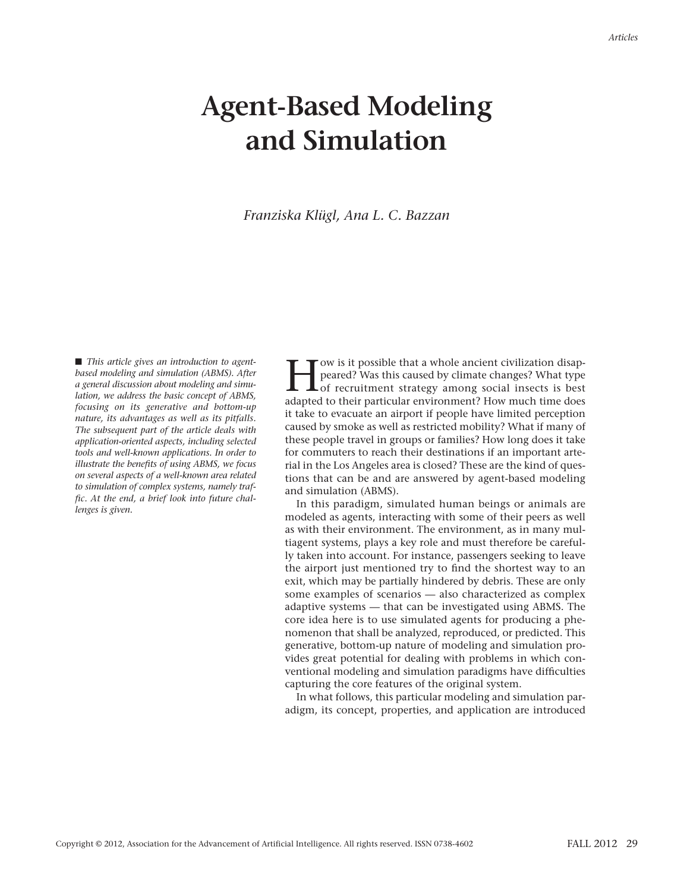# Agent-Based Modeling and Simulation

*Franziska Klügl, Ana L. C. Bazzan*

■ *This article gives an introduction to agent-based modeling and simulation (ABMS). After a general discussion about modeling and simulation, we address the basic concept of ABMS, focusing on its generative and bottom-up nature, its advantages as well as its pitfalls. The subsequent part of the article deals with application-oriented aspects, including selected tools and well-known applications. In order to illustrate the benefits of using ABMS, we focus on several aspects of a well-known area related to simulation of complex systems, namely traffic. At the end, a brief look into future challenges is given.*

How is it possible that a whole ancient civilization disappeared? Was this caused by climate changes? What type of recruitment strategy among social insects is best adapted to their particular environment? How much time does it take to evacuate an airport if people have limited perception caused by smoke as well as restricted mobility? What if many of these people travel in groups or families? How long does it take for commuters to reach their destinations if an important arterial in the Los Angeles area is closed? These are the kind of questions that can be and are answered by agent-based modeling and simulation (ABMS).

In this paradigm, simulated human beings or animals are modeled as agents, interacting with some of their peers as well as with their environment. The environment, as in many multiagent systems, plays a key role and must therefore be carefully taken into account. For instance, passengers seeking to leave the airport just mentioned try to find the shortest way to an exit, which may be partially hindered by debris. These are only some examples of scenarios — also characterized as complex adaptive systems — that can be investigated using ABMS. The core idea here is to use simulated agents for producing a phenomenon that shall be analyzed, reproduced, or predicted. This generative, bottom-up nature of modeling and simulation provides great potential for dealing with problems in which conventional modeling and simulation paradigms have difficulties capturing the core features of the original system.

In what follows, this particular modeling and simulation paradigm, its concept, properties, and application are introduced

Copyright © 2012, Association for the Advancement of Artificial Intelligence. All rights reserved. ISSN 0738-4602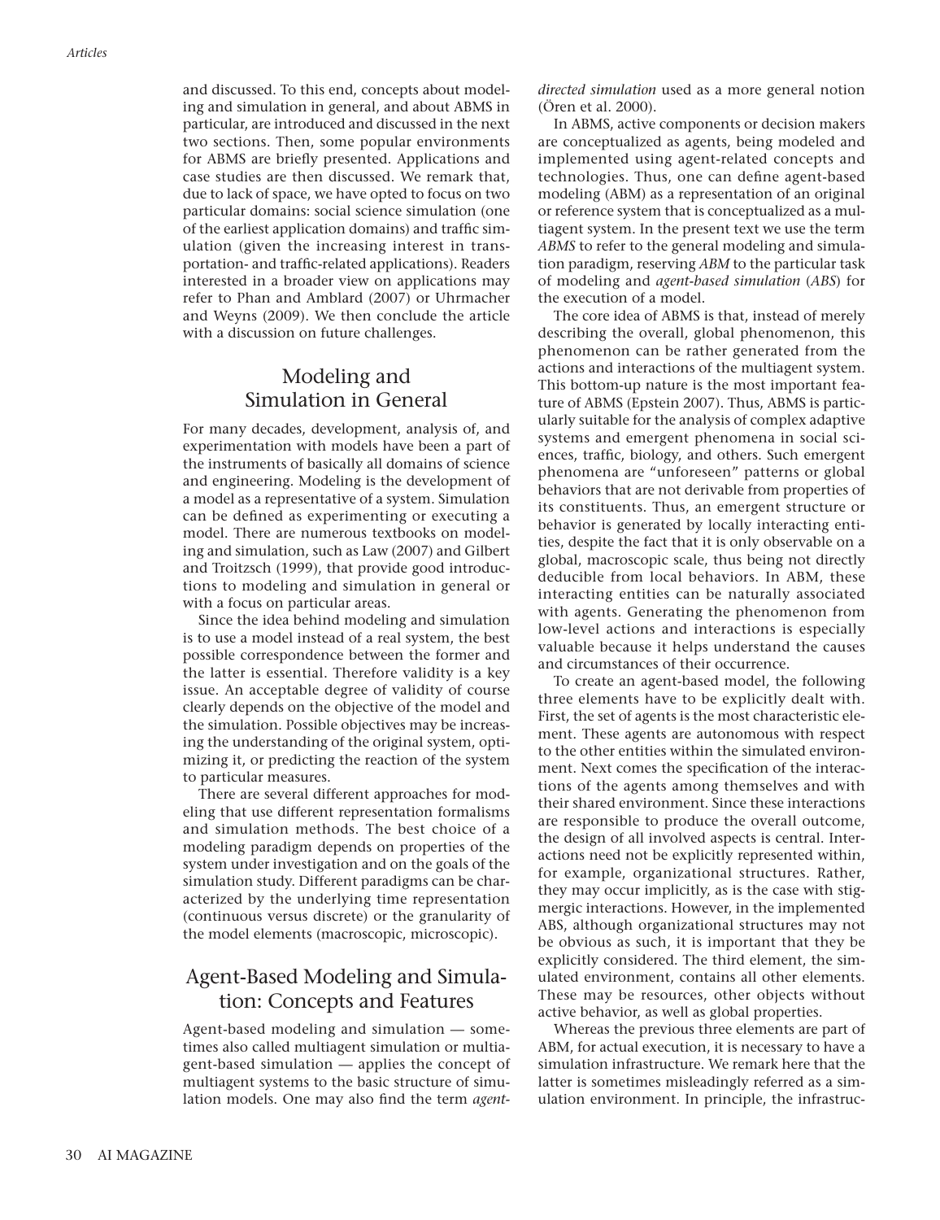and discussed. To this end, concepts about modeling and simulation in general, and about ABMS in particular, are introduced and discussed in the next two sections. Then, some popular environments for ABMS are briefly presented. Applications and case studies are then discussed. We remark that, due to lack of space, we have opted to focus on two particular domains: social science simulation (one of the earliest application domains) and traffic simulation (given the increasing interest in transportation- and traffic-related applications). Readers interested in a broader view on applications may refer to Phan and Amblard (2007) or Uhrmacher and Weyns (2009). We then conclude the article with a discussion on future challenges.

## Modeling and Simulation in General

For many decades, development, analysis of, and experimentation with models have been a part of the instruments of basically all domains of science and engineering. Modeling is the development of a model as a representative of a system. Simulation can be defined as experimenting or executing a model. There are numerous textbooks on modeling and simulation, such as Law (2007) and Gilbert and Troitzsch (1999), that provide good introductions to modeling and simulation in general or with a focus on particular areas.

Since the idea behind modeling and simulation is to use a model instead of a real system, the best possible correspondence between the former and the latter is essential. Therefore validity is a key issue. An acceptable degree of validity of course clearly depends on the objective of the model and the simulation. Possible objectives may be increasing the understanding of the original system, optimizing it, or predicting the reaction of the system to particular measures.

There are several different approaches for modeling that use different representation formalisms and simulation methods. The best choice of a modeling paradigm depends on properties of the system under investigation and on the goals of the simulation study. Different paradigms can be characterized by the underlying time representation (continuous versus discrete) or the granularity of the model elements (macroscopic, microscopic).

## Agent-Based Modeling and Simulation: Concepts and Features

Agent-based modeling and simulation — sometimes also called multiagent simulation or multiagent-based simulation — applies the concept of multiagent systems to the basic structure of simulation models. One may also find the term *agent-directed simulation* used as a more general notion (Ören et al. 2000).

In ABMS, active components or decision makers are conceptualized as agents, being modeled and implemented using agent-related concepts and technologies. Thus, one can define agent-based modeling (ABM) as a representation of an original or reference system that is conceptualized as a multiagent system. In the present text we use the term *ABMS* to refer to the general modeling and simulation paradigm, reserving *ABM* to the particular task of modeling and *agent-based simulation* (*ABS*) for the execution of a model.

The core idea of ABMS is that, instead of merely describing the overall, global phenomenon, this phenomenon can be rather generated from the actions and interactions of the multiagent system. This bottom-up nature is the most important feature of ABMS (Epstein 2007). Thus, ABMS is particularly suitable for the analysis of complex adaptive systems and emergent phenomena in social sciences, traffic, biology, and others. Such emergent phenomena are "unforeseen" patterns or global behaviors that are not derivable from properties of its constituents. Thus, an emergent structure or behavior is generated by locally interacting entities, despite the fact that it is only observable on a global, macroscopic scale, thus being not directly deducible from local behaviors. In ABM, these interacting entities can be naturally associated with agents. Generating the phenomenon from low-level actions and interactions is especially valuable because it helps understand the causes and circumstances of their occurrence.

To create an agent-based model, the following three elements have to be explicitly dealt with. First, the set of agents is the most characteristic element. These agents are autonomous with respect to the other entities within the simulated environment. Next comes the specification of the interactions of the agents among themselves and with their shared environment. Since these interactions are responsible to produce the overall outcome, the design of all involved aspects is central. Interactions need not be explicitly represented within, for example, organizational structures. Rather, they may occur implicitly, as is the case with stigmergic interactions. However, in the implemented ABS, although organizational structures may not be obvious as such, it is important that they be explicitly considered. The third element, the simulated environment, contains all other elements. These may be resources, other objects without active behavior, as well as global properties.

Whereas the previous three elements are part of ABM, for actual execution, it is necessary to have a simulation infrastructure. We remark here that the latter is sometimes misleadingly referred as a simulation environment. In principle, the infrastruc-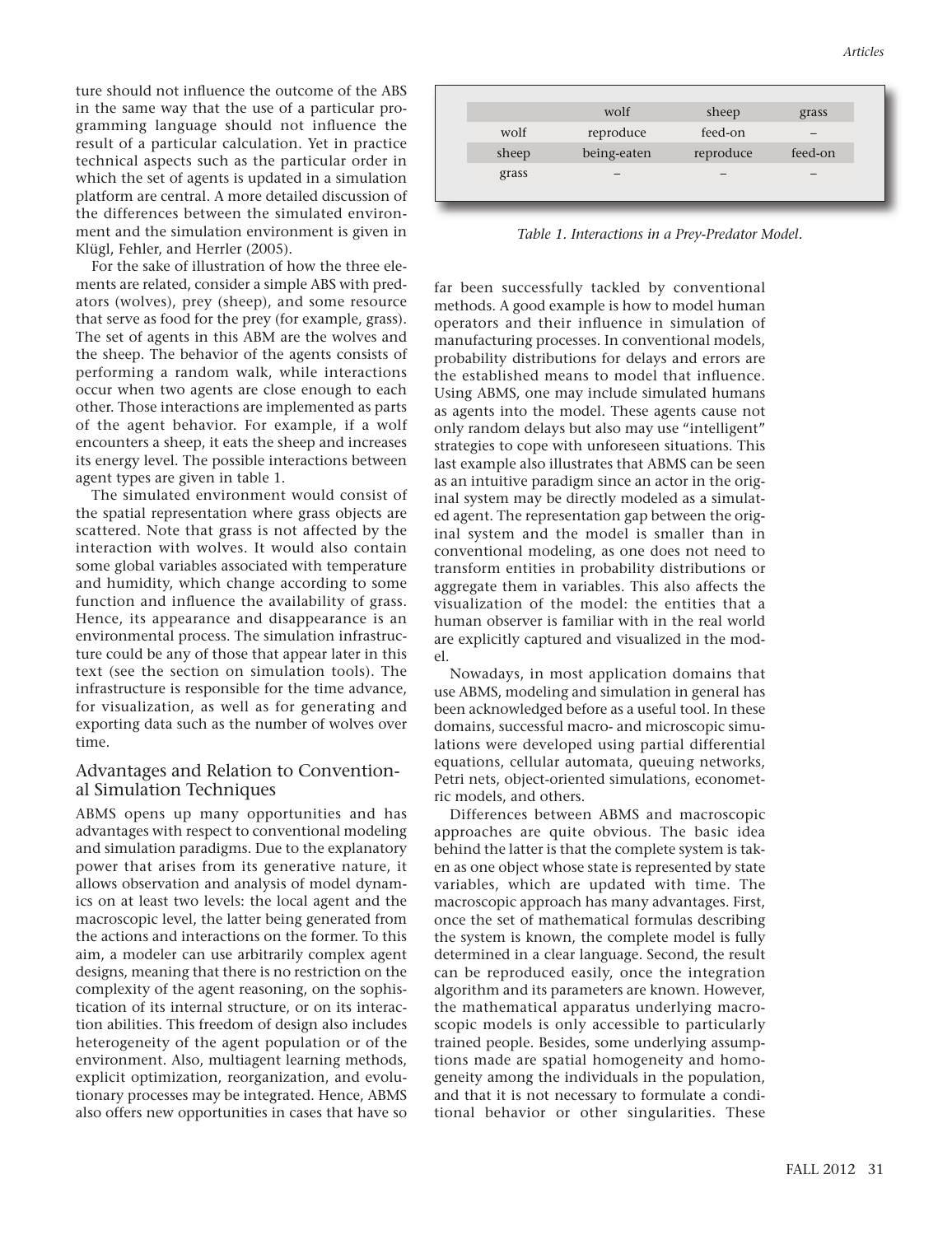ture should not influence the outcome of the ABS in the same way that the use of a particular programming language should not influence the result of a particular calculation. Yet in practice technical aspects such as the particular order in which the set of agents is updated in a simulation platform are central. A more detailed discussion of the differences between the simulated environment and the simulation environment is given in Klügl, Fehler, and Herrler (2005).

For the sake of illustration of how the three elements are related, consider a simple ABS with predators (wolves), prey (sheep), and some resource that serve as food for the prey (for example, grass). The set of agents in this ABM are the wolves and the sheep. The behavior of the agents consists of performing a random walk, while interactions occur when two agents are close enough to each other. Those interactions are implemented as parts of the agent behavior. For example, if a wolf encounters a sheep, it eats the sheep and increases its energy level. The possible interactions between agent types are given in table 1.

| | wolf | sheep | grass |
|---|---|---|---|
| wolf | reproduce | feed-on | – |
| sheep | being-eaten | reproduce | feed-on |
| grass | – | – | – |

*Table 1. Interactions in a Prey-Predator Model.*

The simulated environment would consist of the spatial representation where grass objects are scattered. Note that grass is not affected by the interaction with wolves. It would also contain some global variables associated with temperature and humidity, which change according to some function and influence the availability of grass. Hence, its appearance and disappearance is an environmental process. The simulation infrastructure could be any of those that appear later in this text (see the section on simulation tools). The infrastructure is responsible for the time advance, for visualization, as well as for generating and exporting data such as the number of wolves over time.

## Advantages and Relation to Conventional Simulation Techniques

ABMS opens up many opportunities and has advantages with respect to conventional modeling and simulation paradigms. Due to the explanatory power that arises from its generative nature, it allows observation and analysis of model dynamics on at least two levels: the local agent and the macroscopic level, the latter being generated from the actions and interactions on the former. To this aim, a modeler can use arbitrarily complex agent designs, meaning that there is no restriction on the complexity of the agent reasoning, on the sophistication of its internal structure, or on its interaction abilities. This freedom of design also includes heterogeneity of the agent population or of the environment. Also, multiagent learning methods, explicit optimization, reorganization, and evolutionary processes may be integrated. Hence, ABMS also offers new opportunities in cases that have so far been successfully tackled by conventional methods. A good example is how to model human operators and their influence in simulation of manufacturing processes. In conventional models, probability distributions for delays and errors are the established means to model that influence. Using ABMS, one may include simulated humans as agents into the model. These agents cause not only random delays but also may use "intelligent" strategies to cope with unforeseen situations. This last example also illustrates that ABMS can be seen as an intuitive paradigm since an actor in the original system may be directly modeled as a simulated agent. The representation gap between the original system and the model is smaller than in conventional modeling, as one does not need to transform entities in probability distributions or aggregate them in variables. This also affects the visualization of the model: the entities that a human observer is familiar with in the real world are explicitly captured and visualized in the model.

Nowadays, in most application domains that use ABMS, modeling and simulation in general has been acknowledged before as a useful tool. In these domains, successful macro- and microscopic simulations were developed using partial differential equations, cellular automata, queuing networks, Petri nets, object-oriented simulations, econometric models, and others.

Differences between ABMS and macroscopic approaches are quite obvious. The basic idea behind the latter is that the complete system is taken as one object whose state is represented by state variables, which are updated with time. The macroscopic approach has many advantages. First, once the set of mathematical formulas describing the system is known, the complete model is fully determined in a clear language. Second, the result can be reproduced easily, once the integration algorithm and its parameters are known. However, the mathematical apparatus underlying macroscopic models is only accessible to particularly trained people. Besides, some underlying assumptions made are spatial homogeneity and homogeneity among the individuals in the population, and that it is not necessary to formulate a conditional behavior or other singularities. These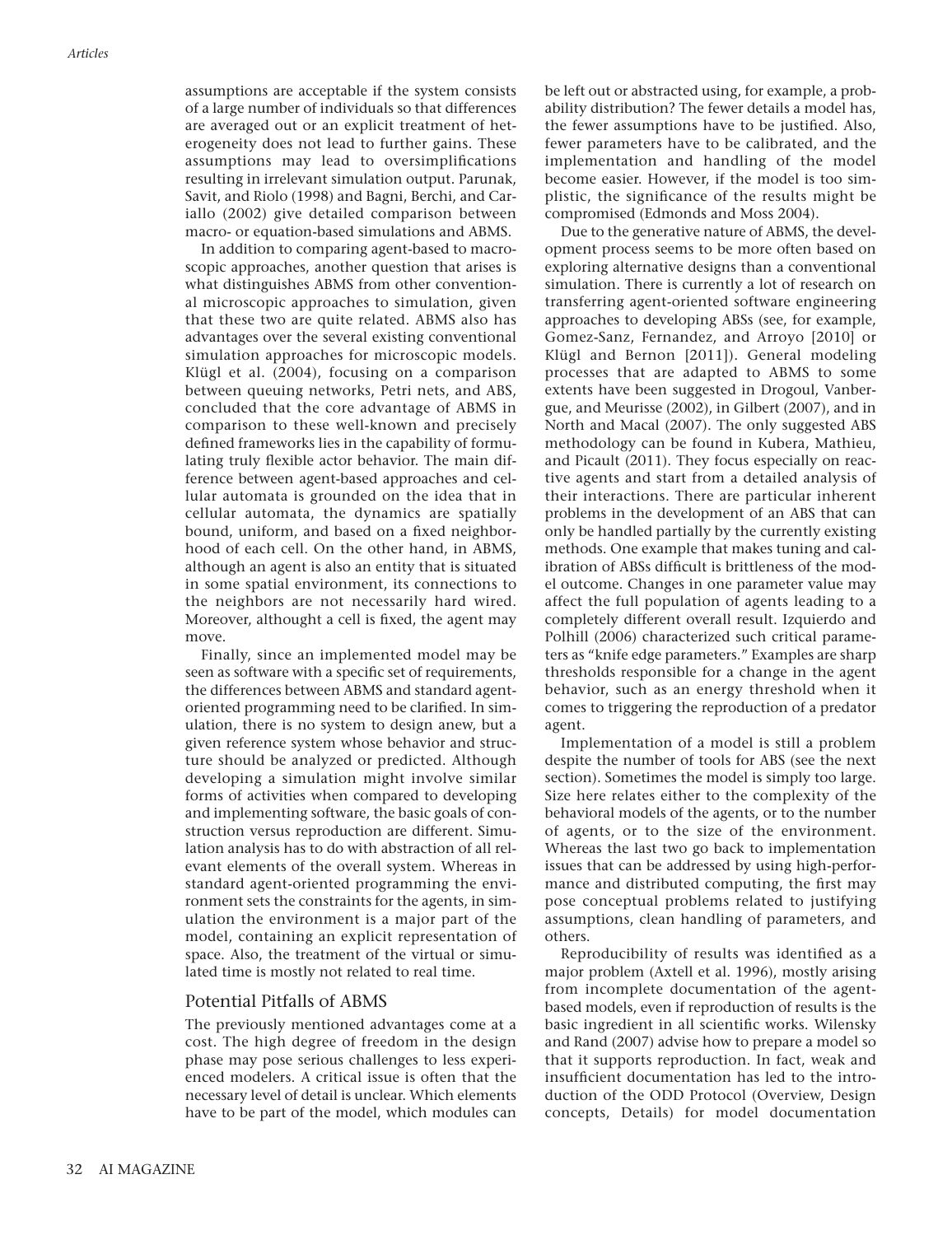assumptions are acceptable if the system consists of a large number of individuals so that differences are averaged out or an explicit treatment of heterogeneity does not lead to further gains. These assumptions may lead to oversimplifications resulting in irrelevant simulation output. Parunak, Savit, and Riolo (1998) and Bagni, Berchi, and Cariallo (2002) give detailed comparison between macro- or equation-based simulations and ABMS.

In addition to comparing agent-based to macroscopic approaches, another question that arises is what distinguishes ABMS from other conventional microscopic approaches to simulation, given that these two are quite related. ABMS also has advantages over the several existing conventional simulation approaches for microscopic models. Klügl et al. (2004), focusing on a comparison between queuing networks, Petri nets, and ABS, concluded that the core advantage of ABMS in comparison to these well-known and precisely defined frameworks lies in the capability of formulating truly flexible actor behavior. The main difference between agent-based approaches and cellular automata is grounded on the idea that in cellular automata, the dynamics are spatially bound, uniform, and based on a fixed neighborhood of each cell. On the other hand, in ABMS, although an agent is also an entity that is situated in some spatial environment, its connections to the neighbors are not necessarily hard wired. Moreover, althought a cell is fixed, the agent may move.

Finally, since an implemented model may be seen as software with a specific set of requirements, the differences between ABMS and standard agent-oriented programming need to be clarified. In simulation, there is no system to design anew, but a given reference system whose behavior and structure should be analyzed or predicted. Although developing a simulation might involve similar forms of activities when compared to developing and implementing software, the basic goals of construction versus reproduction are different. Simulation analysis has to do with abstraction of all relevant elements of the overall system. Whereas in standard agent-oriented programming the environment sets the constraints for the agents, in simulation the environment is a major part of the model, containing an explicit representation of space. Also, the treatment of the virtual or simulated time is mostly not related to real time.

## Potential Pitfalls of ABMS

The previously mentioned advantages come at a cost. The high degree of freedom in the design phase may pose serious challenges to less experienced modelers. A critical issue is often that the necessary level of detail is unclear. Which elements have to be part of the model, which modules can be left out or abstracted using, for example, a probability distribution? The fewer details a model has, the fewer assumptions have to be justified. Also, fewer parameters have to be calibrated, and the implementation and handling of the model become easier. However, if the model is too simplistic, the significance of the results might be compromised (Edmonds and Moss 2004).

Due to the generative nature of ABMS, the development process seems to be more often based on exploring alternative designs than a conventional simulation. There is currently a lot of research on transferring agent-oriented software engineering approaches to developing ABSs (see, for example, Gomez-Sanz, Fernandez, and Arroyo [2010] or Klügl and Bernon [2011]). General modeling processes that are adapted to ABMS to some extents have been suggested in Drogoul, Vanbergue, and Meurisse (2002), in Gilbert (2007), and in North and Macal (2007). The only suggested ABS methodology can be found in Kubera, Mathieu, and Picault (2011). They focus especially on reactive agents and start from a detailed analysis of their interactions. There are particular inherent problems in the development of an ABS that can only be handled partially by the currently existing methods. One example that makes tuning and calibration of ABSs difficult is brittleness of the model outcome. Changes in one parameter value may affect the full population of agents leading to a completely different overall result. Izquierdo and Polhill (2006) characterized such critical parameters as "knife edge parameters." Examples are sharp thresholds responsible for a change in the agent behavior, such as an energy threshold when it comes to triggering the reproduction of a predator agent.

Implementation of a model is still a problem despite the number of tools for ABS (see the next section). Sometimes the model is simply too large. Size here relates either to the complexity of the behavioral models of the agents, or to the number of agents, or to the size of the environment. Whereas the last two go back to implementation issues that can be addressed by using high-performance and distributed computing, the first may pose conceptual problems related to justifying assumptions, clean handling of parameters, and others.

Reproducibility of results was identified as a major problem (Axtell et al. 1996), mostly arising from incomplete documentation of the agent-based models, even if reproduction of results is the basic ingredient in all scientific works. Wilensky and Rand (2007) advise how to prepare a model so that it supports reproduction. In fact, weak and insufficient documentation has led to the introduction of the ODD Protocol (Overview, Design concepts, Details) for model documentation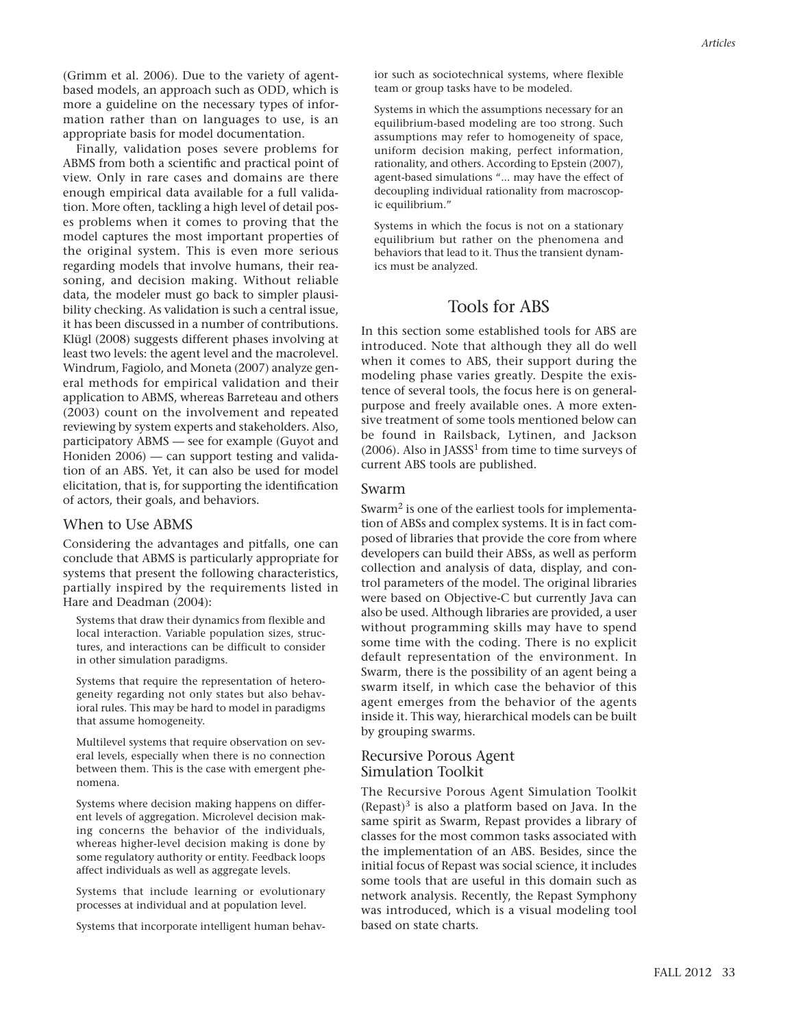(Grimm et al. 2006). Due to the variety of agent-based models, an approach such as ODD, which is more a guideline on the necessary types of information rather than on languages to use, is an appropriate basis for model documentation.

Finally, validation poses severe problems for ABMS from both a scientific and practical point of view. Only in rare cases and domains are there enough empirical data available for a full validation. More often, tackling a high level of detail poses problems when it comes to proving that the model captures the most important properties of the original system. This is even more serious regarding models that involve humans, their reasoning, and decision making. Without reliable data, the modeler must go back to simpler plausibility checking. As validation is such a central issue, it has been discussed in a number of contributions. Klügl (2008) suggests different phases involving at least two levels: the agent level and the macrolevel. Windrum, Fagiolo, and Moneta (2007) analyze general methods for empirical validation and their application to ABMS, whereas Barreteau and others (2003) count on the involvement and repeated reviewing by system experts and stakeholders. Also, participatory ABMS — see for example (Guyot and Honiden 2006) — can support testing and validation of an ABS. Yet, it can also be used for model elicitation, that is, for supporting the identification of actors, their goals, and behaviors.

## When to Use ABMS

Considering the advantages and pitfalls, one can conclude that ABMS is particularly appropriate for systems that present the following characteristics, partially inspired by the requirements listed in Hare and Deadman (2004):

Systems that draw their dynamics from flexible and local interaction. Variable population sizes, structures, and interactions can be difficult to consider in other simulation paradigms.

Systems that require the representation of heterogeneity regarding not only states but also behavioral rules. This may be hard to model in paradigms that assume homogeneity.

Multilevel systems that require observation on several levels, especially when there is no connection between them. This is the case with emergent phenomena.

Systems where decision making happens on different levels of aggregation. Microlevel decision making concerns the behavior of the individuals, whereas higher-level decision making is done by some regulatory authority or entity. Feedback loops affect individuals as well as aggregate levels.

Systems that include learning or evolutionary processes at individual and at population level.

Systems that incorporate intelligent human behavior such as sociotechnical systems, where flexible team or group tasks have to be modeled.

Systems in which the assumptions necessary for an equilibrium-based modeling are too strong. Such assumptions may refer to homogeneity of space, uniform decision making, perfect information, rationality, and others. According to Epstein (2007), agent-based simulations "... may have the effect of decoupling individual rationality from macroscopic equilibrium."

Systems in which the focus is not on a stationary equilibrium but rather on the phenomena and behaviors that lead to it. Thus the transient dynamics must be analyzed.

# Tools for ABS

In this section some established tools for ABS are introduced. Note that although they all do well when it comes to ABS, their support during the modeling phase varies greatly. Despite the existence of several tools, the focus here is on general-purpose and freely available ones. A more extensive treatment of some tools mentioned below can be found in Railsback, Lytinen, and Jackson (2006). Also in JASSS[1] from time to time surveys of current ABS tools are published.

## Swarm

Swarm[2] is one of the earliest tools for implementation of ABSs and complex systems. It is in fact composed of libraries that provide the core from where developers can build their ABSs, as well as perform collection and analysis of data, display, and control parameters of the model. The original libraries were based on Objective-C but currently Java can also be used. Although libraries are provided, a user without programming skills may have to spend some time with the coding. There is no explicit default representation of the environment. In Swarm, there is the possibility of an agent being a swarm itself, in which case the behavior of this agent emerges from the behavior of the agents inside it. This way, hierarchical models can be built by grouping swarms.

## Recursive Porous Agent Simulation Toolkit

The Recursive Porous Agent Simulation Toolkit (Repast)[3] is also a platform based on Java. In the same spirit as Swarm, Repast provides a library of classes for the most common tasks associated with the implementation of an ABS. Besides, since the initial focus of Repast was social science, it includes some tools that are useful in this domain such as network analysis. Recently, the Repast Symphony was introduced, which is a visual modeling tool based on state charts.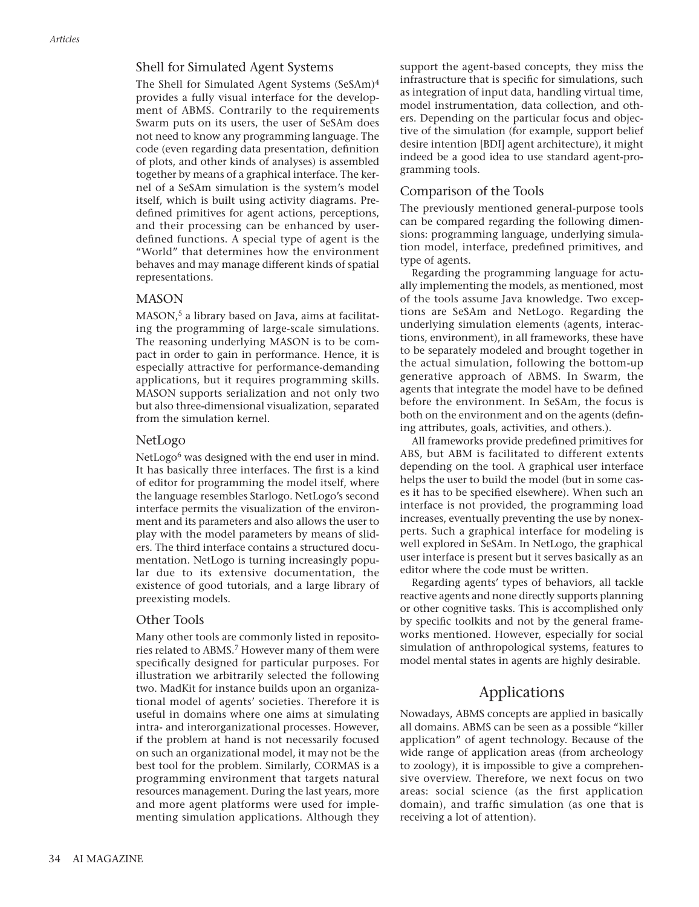### Shell for Simulated Agent Systems

The Shell for Simulated Agent Systems (SeSAm)[4] provides a fully visual interface for the development of ABMS. Contrarily to the requirements Swarm puts on its users, the user of SeSAm does not need to know any programming language. The code (even regarding data presentation, definition of plots, and other kinds of analyses) is assembled together by means of a graphical interface. The kernel of a SeSAm simulation is the system's model itself, which is built using activity diagrams. Predefined primitives for agent actions, perceptions, and their processing can be enhanced by user-defined functions. A special type of agent is the "World" that determines how the environment behaves and may manage different kinds of spatial representations.

### MASON

MASON,[5] a library based on Java, aims at facilitating the programming of large-scale simulations. The reasoning underlying MASON is to be compact in order to gain in performance. Hence, it is especially attractive for performance-demanding applications, but it requires programming skills. MASON supports serialization and not only two but also three-dimensional visualization, separated from the simulation kernel.

### NetLogo

NetLogo[6] was designed with the end user in mind. It has basically three interfaces. The first is a kind of editor for programming the model itself, where the language resembles Starlogo. NetLogo's second interface permits the visualization of the environment and its parameters and also allows the user to play with the model parameters by means of sliders. The third interface contains a structured documentation. NetLogo is turning increasingly popular due to its extensive documentation, the existence of good tutorials, and a large library of preexisting models.

### Other Tools

Many other tools are commonly listed in repositories related to ABMS.[7] However many of them were specifically designed for particular purposes. For illustration we arbitrarily selected the following two. MadKit for instance builds upon an organizational model of agents' societies. Therefore it is useful in domains where one aims at simulating intra- and interorganizational processes. However, if the problem at hand is not necessarily focused on such an organizational model, it may not be the best tool for the problem. Similarly, CORMAS is a programming environment that targets natural resources management. During the last years, more and more agent platforms were used for implementing simulation applications. Although they support the agent-based concepts, they miss the infrastructure that is specific for simulations, such as integration of input data, handling virtual time, model instrumentation, data collection, and others. Depending on the particular focus and objective of the simulation (for example, support belief desire intention [BDI] agent architecture), it might indeed be a good idea to use standard agent-programming tools.

### Comparison of the Tools

The previously mentioned general-purpose tools can be compared regarding the following dimensions: programming language, underlying simulation model, interface, predefined primitives, and type of agents.

Regarding the programming language for actually implementing the models, as mentioned, most of the tools assume Java knowledge. Two exceptions are SeSAm and NetLogo. Regarding the underlying simulation elements (agents, interactions, environment), in all frameworks, these have to be separately modeled and brought together in the actual simulation, following the bottom-up generative approach of ABMS. In Swarm, the agents that integrate the model have to be defined before the environment. In SeSAm, the focus is both on the environment and on the agents (defining attributes, goals, activities, and others.).

All frameworks provide predefined primitives for ABS, but ABM is facilitated to different extents depending on the tool. A graphical user interface helps the user to build the model (but in some cases it has to be specified elsewhere). When such an interface is not provided, the programming load increases, eventually preventing the use by nonexperts. Such a graphical interface for modeling is well explored in SeSAm. In NetLogo, the graphical user interface is present but it serves basically as an editor where the code must be written.

Regarding agents' types of behaviors, all tackle reactive agents and none directly supports planning or other cognitive tasks. This is accomplished only by specific toolkits and not by the general frameworks mentioned. However, especially for social simulation of anthropological systems, features to model mental states in agents are highly desirable.

## Applications

Nowadays, ABMS concepts are applied in basically all domains. ABMS can be seen as a possible "killer application" of agent technology. Because of the wide range of application areas (from archeology to zoology), it is impossible to give a comprehensive overview. Therefore, we next focus on two areas: social science (as the first application domain), and traffic simulation (as one that is receiving a lot of attention).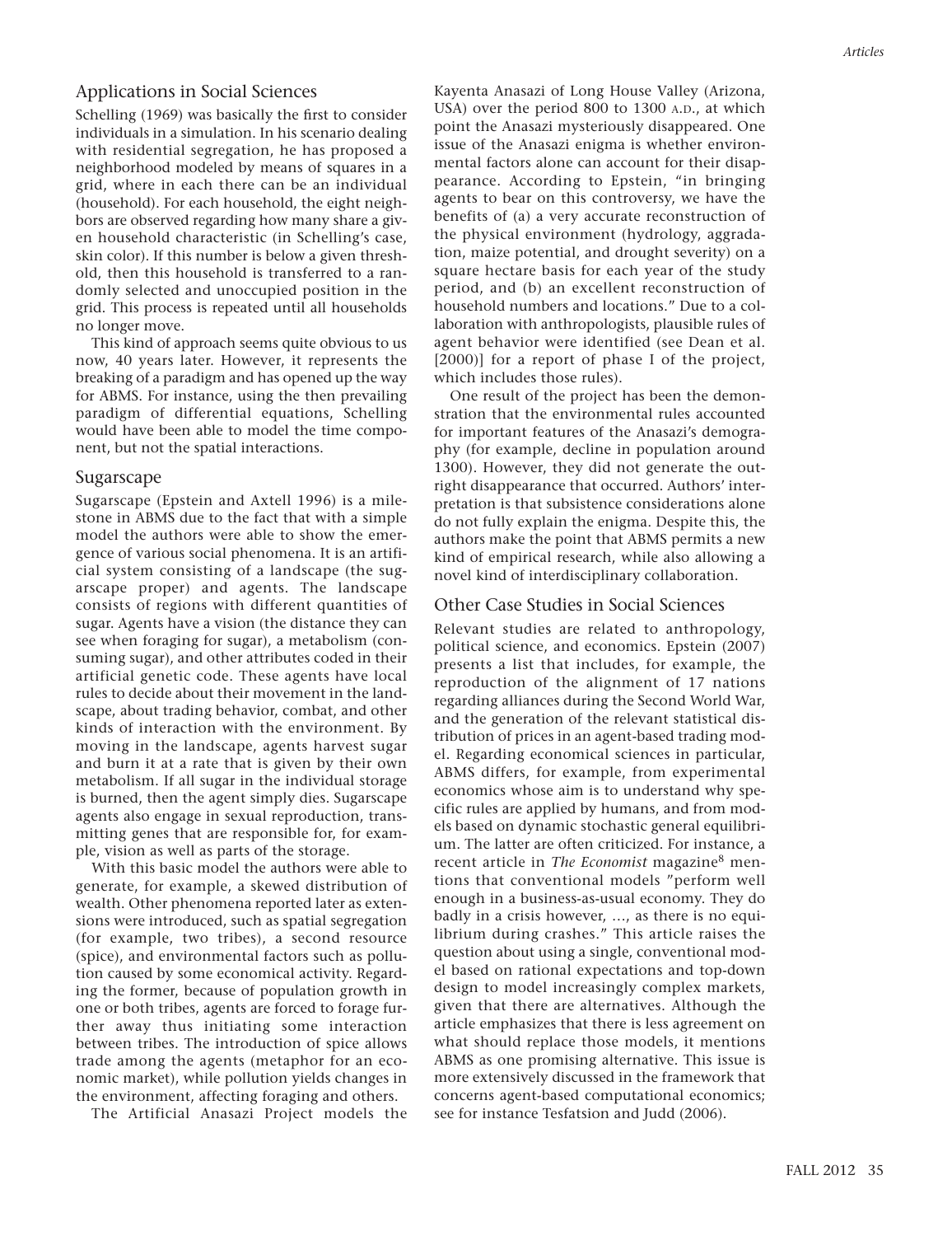## Applications in Social Sciences

Schelling (1969) was basically the first to consider individuals in a simulation. In his scenario dealing with residential segregation, he has proposed a neighborhood modeled by means of squares in a grid, where in each there can be an individual (household). For each household, the eight neighbors are observed regarding how many share a given household characteristic (in Schelling's case, skin color). If this number is below a given threshold, then this household is transferred to a randomly selected and unoccupied position in the grid. This process is repeated until all households no longer move.

This kind of approach seems quite obvious to us now, 40 years later. However, it represents the breaking of a paradigm and has opened up the way for ABMS. For instance, using the then prevailing paradigm of differential equations, Schelling would have been able to model the time component, but not the spatial interactions.

### Sugarscape

Sugarscape (Epstein and Axtell 1996) is a milestone in ABMS due to the fact that with a simple model the authors were able to show the emergence of various social phenomena. It is an artificial system consisting of a landscape (the sugarscape proper) and agents. The landscape consists of regions with different quantities of sugar. Agents have a vision (the distance they can see when foraging for sugar), a metabolism (consuming sugar), and other attributes coded in their artificial genetic code. These agents have local rules to decide about their movement in the landscape, about trading behavior, combat, and other kinds of interaction with the environment. By moving in the landscape, agents harvest sugar and burn it at a rate that is given by their own metabolism. If all sugar in the individual storage is burned, then the agent simply dies. Sugarscape agents also engage in sexual reproduction, transmitting genes that are responsible for, for example, vision as well as parts of the storage.

With this basic model the authors were able to generate, for example, a skewed distribution of wealth. Other phenomena reported later as extensions were introduced, such as spatial segregation (for example, two tribes), a second resource (spice), and environmental factors such as pollution caused by some economical activity. Regarding the former, because of population growth in one or both tribes, agents are forced to forage further away thus initiating some interaction between tribes. The introduction of spice allows trade among the agents (metaphor for an economic market), while pollution yields changes in the environment, affecting foraging and others.

The Artificial Anasazi Project models the Kayenta Anasazi of Long House Valley (Arizona, USA) over the period 800 to 1300 A.D., at which point the Anasazi mysteriously disappeared. One issue of the Anasazi enigma is whether environmental factors alone can account for their disappearance. According to Epstein, "in bringing agents to bear on this controversy, we have the benefits of (a) a very accurate reconstruction of the physical environment (hydrology, aggradation, maize potential, and drought severity) on a square hectare basis for each year of the study period, and (b) an excellent reconstruction of household numbers and locations." Due to a collaboration with anthropologists, plausible rules of agent behavior were identified (see Dean et al. [2000)] for a report of phase I of the project, which includes those rules).

One result of the project has been the demonstration that the environmental rules accounted for important features of the Anasazi's demography (for example, decline in population around 1300). However, they did not generate the outright disappearance that occurred. Authors' interpretation is that subsistence considerations alone do not fully explain the enigma. Despite this, the authors make the point that ABMS permits a new kind of empirical research, while also allowing a novel kind of interdisciplinary collaboration.

### Other Case Studies in Social Sciences

Relevant studies are related to anthropology, political science, and economics. Epstein (2007) presents a list that includes, for example, the reproduction of the alignment of 17 nations regarding alliances during the Second World War, and the generation of the relevant statistical distribution of prices in an agent-based trading model. Regarding economical sciences in particular, ABMS differs, for example, from experimental economics whose aim is to understand why specific rules are applied by humans, and from models based on dynamic stochastic general equilibrium. The latter are often criticized. For instance, a recent article in *The Economist* magazine[8] mentions that conventional models "perform well enough in a business-as-usual economy. They do badly in a crisis however, …, as there is no equilibrium during crashes." This article raises the question about using a single, conventional model based on rational expectations and top-down design to model increasingly complex markets, given that there are alternatives. Although the article emphasizes that there is less agreement on what should replace those models, it mentions ABMS as one promising alternative. This issue is more extensively discussed in the framework that concerns agent-based computational economics; see for instance Tesfatsion and Judd (2006).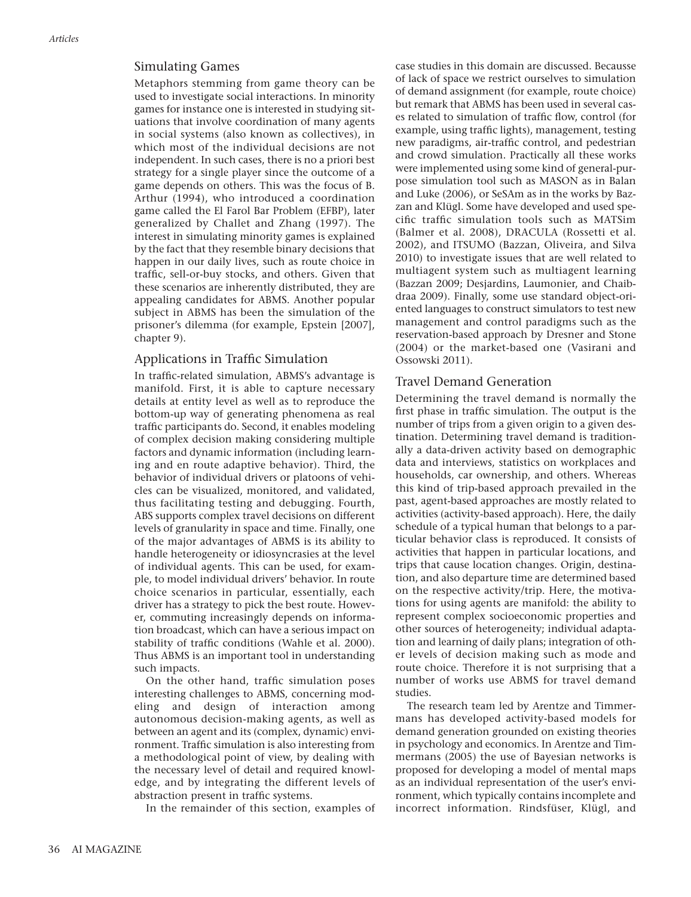## Simulating Games

Metaphors stemming from game theory can be used to investigate social interactions. In minority games for instance one is interested in studying situations that involve coordination of many agents in social systems (also known as collectives), in which most of the individual decisions are not independent. In such cases, there is no a priori best strategy for a single player since the outcome of a game depends on others. This was the focus of B. Arthur (1994), who introduced a coordination game called the El Farol Bar Problem (EFBP), later generalized by Challet and Zhang (1997). The interest in simulating minority games is explained by the fact that they resemble binary decisions that happen in our daily lives, such as route choice in traffic, sell-or-buy stocks, and others. Given that these scenarios are inherently distributed, they are appealing candidates for ABMS. Another popular subject in ABMS has been the simulation of the prisoner's dilemma (for example, Epstein [2007], chapter 9).

## Applications in Traffic Simulation

In traffic-related simulation, ABMS's advantage is manifold. First, it is able to capture necessary details at entity level as well as to reproduce the bottom-up way of generating phenomena as real traffic participants do. Second, it enables modeling of complex decision making considering multiple factors and dynamic information (including learning and en route adaptive behavior). Third, the behavior of individual drivers or platoons of vehicles can be visualized, monitored, and validated, thus facilitating testing and debugging. Fourth, ABS supports complex travel decisions on different levels of granularity in space and time. Finally, one of the major advantages of ABMS is its ability to handle heterogeneity or idiosyncrasies at the level of individual agents. This can be used, for example, to model individual drivers' behavior. In route choice scenarios in particular, essentially, however, each driver has a strategy to pick the best route. However, commuting increasingly depends on information broadcast, which can have a serious impact on stability of traffic conditions (Wahle et al. 2000). Thus ABMS is an important tool in understanding such impacts.

On the other hand, traffic simulation poses interesting challenges to ABMS, concerning modeling and design of interaction among autonomous decision-making agents, as well as between an agent and its (complex, dynamic) environment. Traffic simulation is also interesting from a methodological point of view, by dealing with the necessary level of detail and required knowledge, and by integrating the different levels of abstraction present in traffic systems.

In the remainder of this section, examples of case studies in this domain are discussed. Becausse of lack of space we restrict ourselves to simulation of demand assignment (for example, route choice) but remark that ABMS has been used in several cases related to simulation of traffic flow, control (for example, using traffic lights), management, testing new paradigms, air-traffic control, and pedestrian and crowd simulation. Practically all these works were implemented using some kind of general-purpose simulation tool such as MASON as in Balan and Luke (2006), or SeSAm as in the works by Bazzan and Klügl. Some have developed and used specific traffic simulation tools such as MATSim (Balmer et al. 2008), DRACULA (Rossetti et al. 2002), and ITSUMO (Bazzan, Oliveira, and Silva 2010) to investigate issues that are well related to multiagent system such as multiagent learning (Bazzan 2009; Desjardins, Laumonier, and Chaibdraa 2009). Finally, some use standard object-oriented languages to construct simulators to test new management and control paradigms such as the reservation-based approach by Dresner and Stone (2004) or the market-based one (Vasirani and Ossowski 2011).

## Travel Demand Generation

Determining the travel demand is normally the first phase in traffic simulation. The output is the number of trips from a given origin to a given destination. Determining travel demand is traditionally a data-driven activity based on demographic data and interviews, statistics on workplaces and households, car ownership, and others. Whereas this kind of trip-based approach prevailed in the past, agent-based approaches are mostly related to activities (activity-based approach). Here, the daily schedule of a typical human that belongs to a particular behavior class is reproduced. It consists of activities that happen in particular locations, and trips that cause location changes. Origin, destination, and also departure time are determined based on the respective activity/trip. Here, the motivations for using agents are manifold: the ability to represent complex socioeconomic properties and other sources of heterogeneity; individual adaptation and learning of daily plans; integration of other levels of decision making such as mode and route choice. Therefore it is not surprising that a number of works use ABMS for travel demand studies.

The research team led by Arentze and Timmermans has developed activity-based models for demand generation grounded on existing theories in psychology and economics. In Arentze and Timmermans (2005) the use of Bayesian networks is proposed for developing a model of mental maps as an individual representation of the user's environment, which typically contains incomplete and incorrect information. Rindsfüser, Klügl, and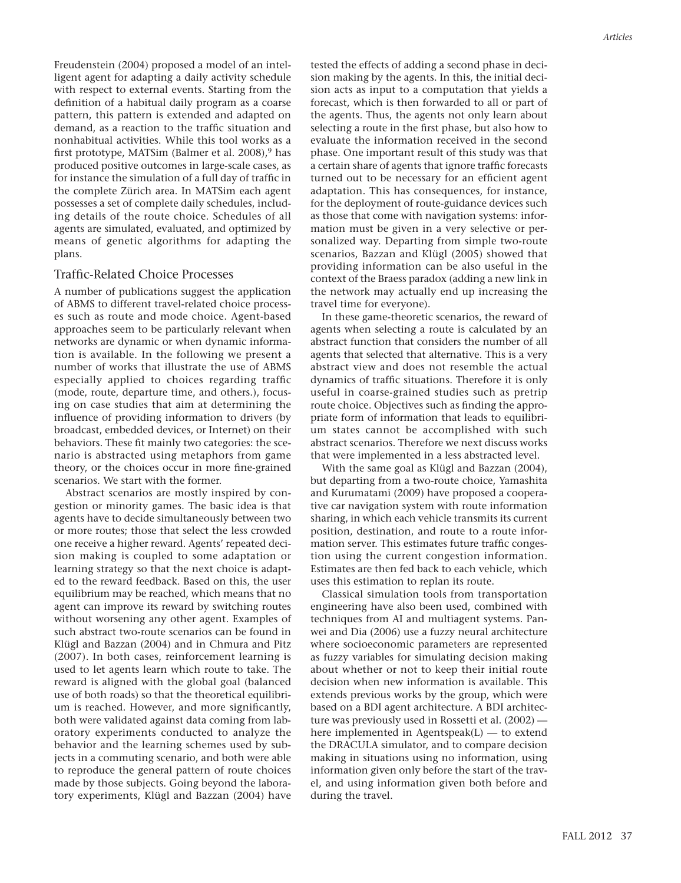Freudenstein (2004) proposed a model of an intelligent agent for adapting a daily activity schedule with respect to external events. Starting from the definition of a habitual daily program as a coarse pattern, this pattern is extended and adapted on demand, as a reaction to the traffic situation and nonhabitual activities. While this tool works as a first prototype, MATSim (Balmer et al. 2008),[9] has produced positive outcomes in large-scale cases, as for instance the simulation of a full day of traffic in the complete Zürich area. In MATSim each agent possesses a set of complete daily schedules, including details of the route choice. Schedules of all agents are simulated, evaluated, and optimized by means of genetic algorithms for adapting the plans.

## Traffic-Related Choice Processes

A number of publications suggest the application of ABMS to different travel-related choice processes such as route and mode choice. Agent-based approaches seem to be particularly relevant when networks are dynamic or when dynamic information is available. In the following we present a number of works that illustrate the use of ABMS especially applied to choices regarding traffic (mode, route, departure time, and others.), focusing on case studies that aim at determining the influence of providing information to drivers (by broadcast, embedded devices, or Internet) on their behaviors. These fit mainly two categories: the scenario is abstracted using metaphors from game theory, or the choices occur in more fine-grained scenarios. We start with the former.

Abstract scenarios are mostly inspired by congestion or minority games. The basic idea is that agents have to decide simultaneously between two or more routes; those that select the less crowded one receive a higher reward. Agents' repeated decision making is coupled to some adaptation or learning strategy so that the next choice is adapted to the reward feedback. Based on this, the user equilibrium may be reached, which means that no agent can improve its reward by switching routes without worsening any other agent. Examples of such abstract two-route scenarios can be found in Klügl and Bazzan (2004) and in Chmura and Pitz (2007). In both cases, reinforcement learning is used to let agents learn which route to take. The reward is aligned with the global goal (balanced use of both roads) so that the theoretical equilibrium is reached. However, and more significantly, both were validated against data coming from laboratory experiments conducted to analyze the behavior and the learning schemes used by subjects in a commuting scenario, and both were able to reproduce the general pattern of route choices made by those subjects. Going beyond the laboratory experiments, Klügl and Bazzan (2004) have tested the effects of adding a second phase in decision making by the agents. In this, the initial decision acts as input to a computation that yields a forecast, which is then forwarded to all or part of the agents. Thus, the agents not only learn about selecting a route in the first phase, but also how to evaluate the information received in the second phase. One important result of this study was that a certain share of agents that ignore traffic forecasts turned out to be necessary for an efficient agent adaptation. This has consequences, for instance, for the deployment of route-guidance devices such as those that come with navigation systems: information must be given in a very selective or personalized way. Departing from simple two-route scenarios, Bazzan and Klügl (2005) showed that providing information can be also useful in the context of the Braess paradox (adding a new link in the network may actually end up increasing the travel time for everyone).

In these game-theoretic scenarios, the reward of agents when selecting a route is calculated by an abstract function that considers the number of all agents that selected that alternative. This is a very abstract view and does not resemble the actual dynamics of traffic situations. Therefore it is only useful in coarse-grained studies such as pretrip route choice. Objectives such as finding the appropriate form of information that leads to equilibrium states cannot be accomplished with such abstract scenarios. Therefore we next discuss works that were implemented in a less abstracted level.

With the same goal as Klügl and Bazzan (2004), but departing from a two-route choice, Yamashita and Kurumatami (2009) have proposed a cooperative car navigation system with route information sharing, in which each vehicle transmits its current position, destination, and route to a route information server. This estimates future traffic congestion using the current congestion information. Estimates are then fed back to each vehicle, which uses this estimation to replan its route.

Classical simulation tools from transportation engineering have also been used, combined with techniques from AI and multiagent systems. Panwei and Dia (2006) use a fuzzy neural architecture where socioeconomic parameters are represented as fuzzy variables for simulating decision making about whether or not to keep their initial route decision when new information is available. This extends previous works by the group, which were based on a BDI agent architecture. A BDI architecture was previously used in Rossetti et al. (2002) — here implemented in Agentspeak(L) — to extend the DRACULA simulator, and to compare decision making in situations using no information, using information given only before the start of the travel, and using information given both before and during the travel.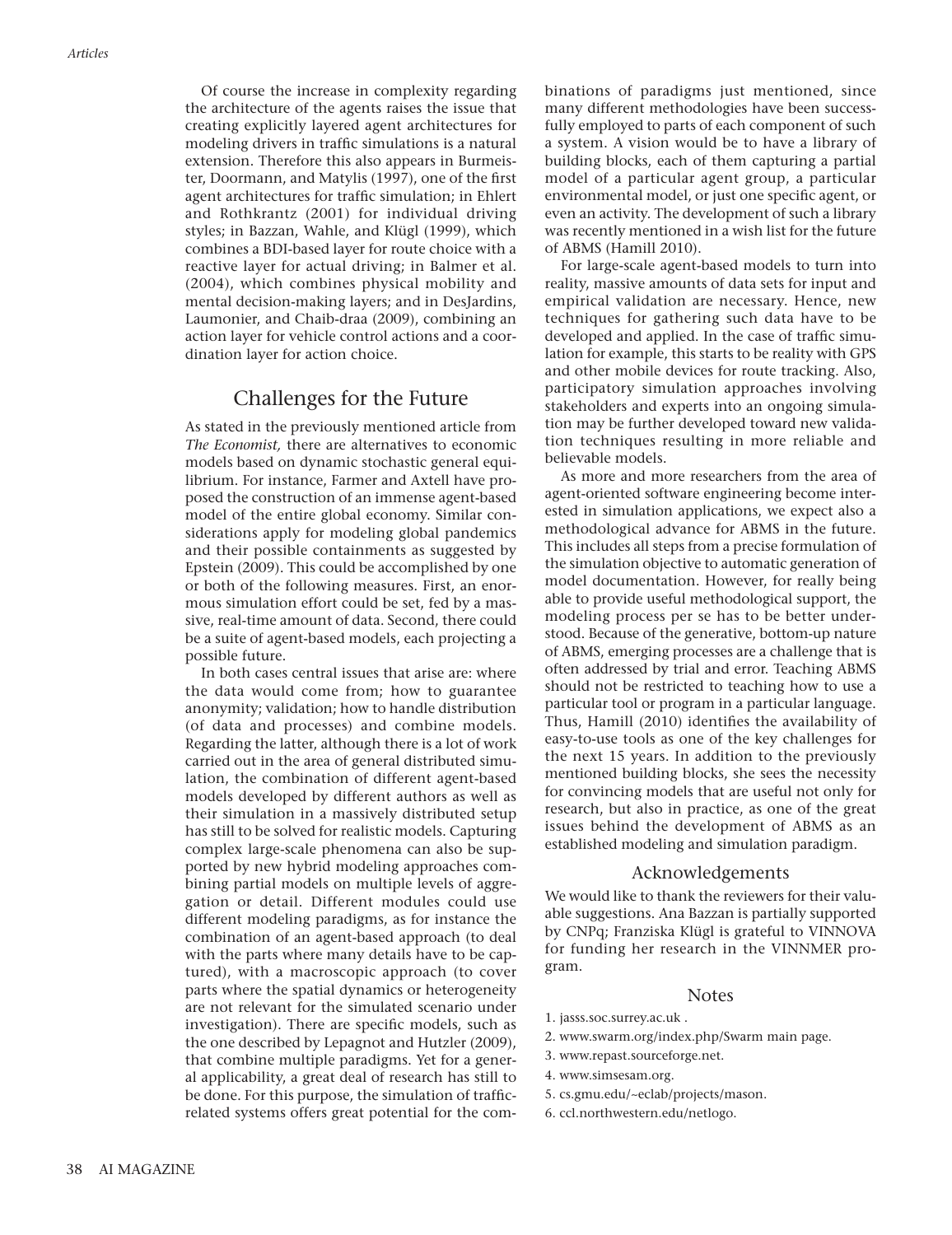Of course the increase in complexity regarding the architecture of the agents raises the issue that creating explicitly layered agent architectures for modeling drivers in traffic simulations is a natural extension. Therefore this also appears in Burmeister, Doormann, and Matylis (1997), one of the first agent architectures for traffic simulation; in Ehlert and Rothkrantz (2001) for individual driving styles; in Bazzan, Wahle, and Klügl (1999), which combines a BDI-based layer for route choice with a reactive layer for actual driving; in Balmer et al. (2004), which combines physical mobility and mental decision-making layers; and in DesJardins, Laumonier, and Chaib-draa (2009), combining an action layer for vehicle control actions and a coordination layer for action choice.

## Challenges for the Future

As stated in the previously mentioned article from *The Economist,* there are alternatives to economic models based on dynamic stochastic general equilibrium. For instance, Farmer and Axtell have proposed the construction of an immense agent-based model of the entire global economy. Similar considerations apply for modeling global pandemics and their possible containments as suggested by Epstein (2009). This could be accomplished by one or both of the following measures. First, an enormous simulation effort could be set, fed by a massive, real-time amount of data. Second, there could be a suite of agent-based models, each projecting a possible future.

In both cases central issues that arise are: where the data would come from; how to guarantee anonymity; validation; how to handle distribution (of data and processes) and combine models. Regarding the latter, although there is a lot of work carried out in the area of general distributed simulation, the combination of different agent-based models developed by different authors as well as their simulation in a massively distributed setup has still to be solved for realistic models. Capturing complex large-scale phenomena can also be supported by new hybrid modeling approaches combining partial models on multiple levels of aggregation or detail. Different modules could use different modeling paradigms, as for instance the combination of an agent-based approach (to deal with the parts where many details have to be captured), with a macroscopic approach (to cover parts where the spatial dynamics or heterogeneity are not relevant for the simulated scenario under investigation). There are specific models, such as the one described by Lepagnot and Hutzler (2009), that combine multiple paradigms. Yet for a general applicability, a great deal of research has still to be done. For this purpose, the simulation of traffic-related systems offers great potential for the combinations of paradigms just mentioned, since many different methodologies have been successfully employed to parts of each component of such a system. A vision would be to have a library of building blocks, each of them capturing a partial model of a particular agent group, a particular environmental model, or just one specific agent, or even an activity. The development of such a library was recently mentioned in a wish list for the future of ABMS (Hamill 2010).

For large-scale agent-based models to turn into reality, massive amounts of data sets for input and empirical validation are necessary. Hence, new techniques for gathering such data have to be developed and applied. In the case of traffic simulation for example, this starts to be reality with GPS and other mobile devices for route tracking. Also, participatory simulation approaches involving stakeholders and experts into an ongoing simulation may be further developed toward new validation techniques resulting in more reliable and believable models.

As more and more researchers from the area of agent-oriented software engineering become interested in simulation applications, we expect also a methodological advance for ABMS in the future. This includes all steps from a precise formulation of the simulation objective to automatic generation of model documentation. However, for really being able to provide useful methodological support, the modeling process per se has to be better understood. Because of the generative, bottom-up nature of ABMS, emerging processes are a challenge that is often addressed by trial and error. Teaching ABMS should not be restricted to teaching how to use a particular tool or program in a particular language. Thus, Hamill (2010) identifies the availability of easy-to-use tools as one of the key challenges for the next 15 years. In addition to the previously mentioned building blocks, she sees the necessity for convincing models that are useful not only for research, but also in practice, as one of the great issues behind the development of ABMS as an established modeling and simulation paradigm.

### Acknowledgements

We would like to thank the reviewers for their valuable suggestions. Ana Bazzan is partially supported by CNPq; Franziska Klügl is grateful to VINNOVA for funding her research in the VINNMER program.

### Notes

1. jasss.soc.surrey.ac.uk .
2. www.swarm.org/index.php/Swarm main page.
3. www.repast.sourceforge.net.
4. www.simsesam.org.
5. cs.gmu.edu/~eclab/projects/mason.
6. ccl.northwestern.edu/netlogo.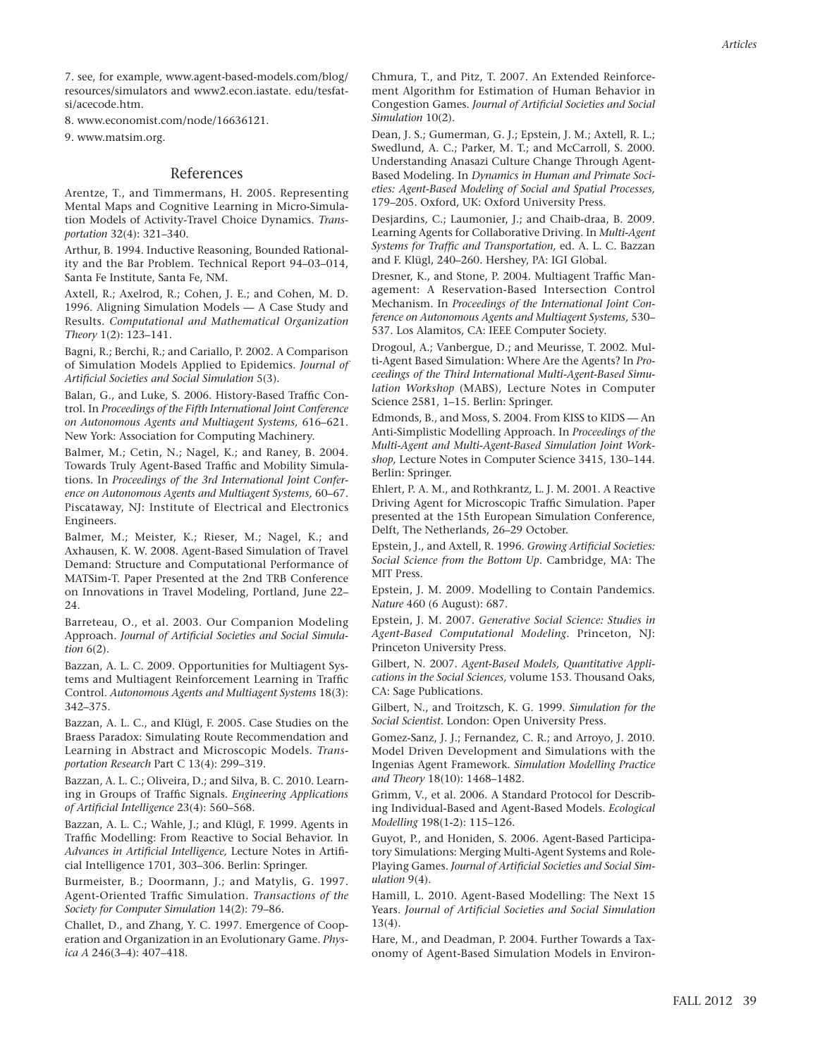7. see, for example, www.agent-based-models.com/blog/resources/simulators and www2.econ.iastate.edu/tesfatsi/acecode.htm.

8. www.economist.com/node/16636121.

9. www.matsim.org.

## References

Arentze, T., and Timmermans, H. 2005. Representing Mental Maps and Cognitive Learning in Micro-Simulation Models of Activity-Travel Choice Dynamics. *Transportation* 32(4): 321–340.

Arthur, B. 1994. Inductive Reasoning, Bounded Rationality and the Bar Problem. Technical Report 94–03–014, Santa Fe Institute, Santa Fe, NM.

Axtell, R.; Axelrod, R.; Cohen, J. E.; and Cohen, M. D. 1996. Aligning Simulation Models — A Case Study and Results. *Computational and Mathematical Organization Theory* 1(2): 123–141.

Bagni, R.; Berchi, R.; and Cariallo, P. 2002. A Comparison of Simulation Models Applied to Epidemics. *Journal of Artificial Societies and Social Simulation* 5(3).

Balan, G., and Luke, S. 2006. History-Based Traffic Control. In *Proceedings of the Fifth International Joint Conference on Autonomous Agents and Multiagent Systems,* 616–621. New York: Association for Computing Machinery.

Balmer, M.; Cetin, N.; Nagel, K.; and Raney, B. 2004. Towards Truly Agent-Based Traffic and Mobility Simulations. In *Proceedings of the 3rd International Joint Conference on Autonomous Agents and Multiagent Systems,* 60–67. Piscataway, NJ: Institute of Electrical and Electronics Engineers.

Balmer, M.; Meister, K.; Rieser, M.; Nagel, K.; and Axhausen, K. W. 2008. Agent-Based Simulation of Travel Demand: Structure and Computational Performance of MATSim-T. Paper Presented at the 2nd TRB Conference on Innovations in Travel Modeling, Portland, June 22–24.

Barreteau, O., et al. 2003. Our Companion Modeling Approach. *Journal of Artificial Societies and Social Simulation* 6(2).

Bazzan, A. L. C. 2009. Opportunities for Multiagent Systems and Multiagent Reinforcement Learning in Traffic Control. *Autonomous Agents and Multiagent Systems* 18(3): 342–375.

Bazzan, A. L. C., and Klügl, F. 2005. Case Studies on the Braess Paradox: Simulating Route Recommendation and Learning in Abstract and Microscopic Models. *Transportation Research* Part C 13(4): 299–319.

Bazzan, A. L. C.; Oliveira, D.; and Silva, B. C. 2010. Learning in Groups of Traffic Signals. *Engineering Applications of Artificial Intelligence* 23(4): 560–568.

Bazzan, A. L. C.; Wahle, J.; and Klügl, F. 1999. Agents in Traffic Modelling: From Reactive to Social Behavior. In *Advances in Artificial Intelligence,* Lecture Notes in Artificial Intelligence 1701, 303–306. Berlin: Springer.

Burmeister, B.; Doormann, J.; and Matylis, G. 1997. Agent-Oriented Traffic Simulation. *Transactions of the Society for Computer Simulation* 14(2): 79–86.

Challet, D., and Zhang, Y. C. 1997. Emergence of Cooperation and Organization in an Evolutionary Game. *Physica A* 246(3–4): 407–418.

Chmura, T., and Pitz, T. 2007. An Extended Reinforcement Algorithm for Estimation of Human Behavior in Congestion Games. *Journal of Artificial Societies and Social Simulation* 10(2).

Dean, J. S.; Gumerman, G. J.; Epstein, J. M.; Axtell, R. L.; Swedlund, A. C.; Parker, M. T.; and McCarroll, S. 2000. Understanding Anasazi Culture Change Through Agent-Based Modeling. In *Dynamics in Human and Primate Societies: Agent-Based Modeling of Social and Spatial Processes,* 179–205. Oxford, UK: Oxford University Press.

Desjardins, C.; Laumonier, J.; and Chaib-draa, B. 2009. Learning Agents for Collaborative Driving. In *Multi-Agent Systems for Traffic and Transportation,* ed. A. L. C. Bazzan and F. Klügl, 240–260. Hershey, PA: IGI Global.

Dresner, K., and Stone, P. 2004. Multiagent Traffic Management: A Reservation-Based Intersection Control Mechanism. In *Proceedings of the International Joint Conference on Autonomous Agents and Multiagent Systems,* 530–537. Los Alamitos, CA: IEEE Computer Society.

Drogoul, A.; Vanbergue, D.; and Meurisse, T. 2002. Multi-Agent Based Simulation: Where Are the Agents? In *Proceedings of the Third International Multi-Agent-Based Simulation Workshop* (MABS), Lecture Notes in Computer Science 2581, 1–15. Berlin: Springer.

Edmonds, B., and Moss, S. 2004. From KISS to KIDS — An Anti-Simplistic Modelling Approach. In *Proceedings of the Multi-Agent and Multi-Agent-Based Simulation Joint Workshop,* Lecture Notes in Computer Science 3415, 130–144. Berlin: Springer.

Ehlert, P. A. M., and Rothkrantz, L. J. M. 2001. A Reactive Driving Agent for Microscopic Traffic Simulation. Paper presented at the 15th European Simulation Conference, Delft, The Netherlands, 26–29 October.

Epstein, J., and Axtell, R. 1996. *Growing Artificial Societies: Social Science from the Bottom Up*. Cambridge, MA: The MIT Press.

Epstein, J. M. 2009. Modelling to Contain Pandemics. *Nature* 460 (6 August): 687.

Epstein, J. M. 2007. *Generative Social Science: Studies in Agent-Based Computational Modeling*. Princeton, NJ: Princeton University Press.

Gilbert, N. 2007. *Agent-Based Models, Quantitative Applications in the Social Sciences,* volume 153. Thousand Oaks, CA: Sage Publications.

Gilbert, N., and Troitzsch, K. G. 1999. *Simulation for the Social Scientist*. London: Open University Press.

Gomez-Sanz, J. J.; Fernandez, C. R.; and Arroyo, J. 2010. Model Driven Development and Simulations with the Ingenias Agent Framework. *Simulation Modelling Practice and Theory* 18(10): 1468–1482.

Grimm, V., et al. 2006. A Standard Protocol for Describing Individual-Based and Agent-Based Models. *Ecological Modelling* 198(1-2): 115–126.

Guyot, P., and Honiden, S. 2006. Agent-Based Participatory Simulations: Merging Multi-Agent Systems and Role-Playing Games. *Journal of Artificial Societies and Social Simulation* 9(4).

Hamill, L. 2010. Agent-Based Modelling: The Next 15 Years. *Journal of Artificial Societies and Social Simulation* 13(4).

Hare, M., and Deadman, P. 2004. Further Towards a Taxonomy of Agent-Based Simulation Models in Environ-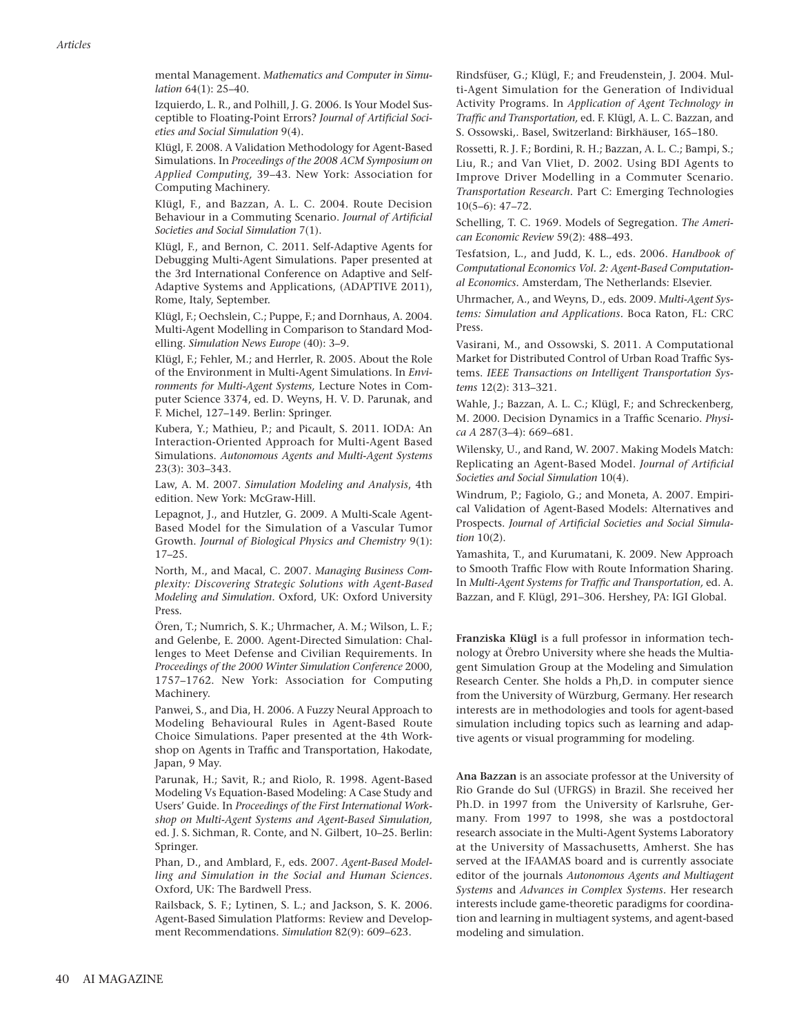mental Management. *Mathematics and Computer in Simulation* 64(1): 25–40.

Izquierdo, L. R., and Polhill, J. G. 2006. Is Your Model Susceptible to Floating-Point Errors? *Journal of Artificial Societies and Social Simulation* 9(4).

Klügl, F. 2008. A Validation Methodology for Agent-Based Simulations. In *Proceedings of the 2008 ACM Symposium on Applied Computing,* 39–43. New York: Association for Computing Machinery.

Klügl, F., and Bazzan, A. L. C. 2004. Route Decision Behaviour in a Commuting Scenario. *Journal of Artificial Societies and Social Simulation* 7(1).

Klügl, F., and Bernon, C. 2011. Self-Adaptive Agents for Debugging Multi-Agent Simulations. Paper presented at the 3rd International Conference on Adaptive and Self-Adaptive Systems and Applications, (ADAPTIVE 2011), Rome, Italy, September.

Klügl, F.; Oechslein, C.; Puppe, F.; and Dornhaus, A. 2004. Multi-Agent Modelling in Comparison to Standard Modelling. *Simulation News Europe* (40): 3–9.

Klügl, F.; Fehler, M.; and Herrler, R. 2005. About the Role of the Environment in Multi-Agent Simulations. In *Environments for Multi-Agent Systems,* Lecture Notes in Computer Science 3374, ed. D. Weyns, H. V. D. Parunak, and F. Michel, 127–149. Berlin: Springer.

Kubera, Y.; Mathieu, P.; and Picault, S. 2011. IODA: An Interaction-Oriented Approach for Multi-Agent Based Simulations. *Autonomous Agents and Multi-Agent Systems* 23(3): 303–343.

Law, A. M. 2007. *Simulation Modeling and Analysis*, 4th edition. New York: McGraw-Hill.

Lepagnot, J., and Hutzler, G. 2009. A Multi-Scale Agent-Based Model for the Simulation of a Vascular Tumor Growth. *Journal of Biological Physics and Chemistry* 9(1): 17–25.

North, M., and Macal, C. 2007. *Managing Business Complexity: Discovering Strategic Solutions with Agent-Based Modeling and Simulation*. Oxford, UK: Oxford University Press.

Ören, T.; Numrich, S. K.; Uhrmacher, A. M.; Wilson, L. F.; and Gelenbe, E. 2000. Agent-Directed Simulation: Challenges to Meet Defense and Civilian Requirements. In *Proceedings of the 2000 Winter Simulation Conference* 2000, 1757–1762. New York: Association for Computing Machinery.

Panwei, S., and Dia, H. 2006. A Fuzzy Neural Approach to Modeling Behavioural Rules in Agent-Based Route Choice Simulations. Paper presented at the 4th Workshop on Agents in Traffic and Transportation, Hakodate, Japan, 9 May.

Parunak, H.; Savit, R.; and Riolo, R. 1998. Agent-Based Modeling Vs Equation-Based Modeling: A Case Study and Users' Guide. In *Proceedings of the First International Workshop on Multi-Agent Systems and Agent-Based Simulation,* ed. J. S. Sichman, R. Conte, and N. Gilbert, 10–25. Berlin: Springer.

Phan, D., and Amblard, F., eds. 2007. *Agent-Based Modelling and Simulation in the Social and Human Sciences*. Oxford, UK: The Bardwell Press.

Railsback, S. F.; Lytinen, S. L.; and Jackson, S. K. 2006. Agent-Based Simulation Platforms: Review and Development Recommendations. *Simulation* 82(9): 609–623.

Rindsfüser, G.; Klügl, F.; and Freudenstein, J. 2004. Multi-Agent Simulation for the Generation of Individual Activity Programs. In *Application of Agent Technology in Traffic and Transportation,* ed. F. Klügl, A. L. C. Bazzan, and S. Ossowski,. Basel, Switzerland: Birkhäuser, 165–180.

Rossetti, R. J. F.; Bordini, R. H.; Bazzan, A. L. C.; Bampi, S.; Liu, R.; and Van Vliet, D. 2002. Using BDI Agents to Improve Driver Modelling in a Commuter Scenario. *Transportation Research*. Part C: Emerging Technologies 10(5–6): 47–72.

Schelling, T. C. 1969. Models of Segregation. *The American Economic Review* 59(2): 488–493.

Tesfatsion, L., and Judd, K. L., eds. 2006. *Handbook of Computational Economics Vol. 2: Agent-Based Computational Economics*. Amsterdam, The Netherlands: Elsevier.

Uhrmacher, A., and Weyns, D., eds. 2009. *Multi-Agent Systems: Simulation and Applications*. Boca Raton, FL: CRC Press.

Vasirani, M., and Ossowski, S. 2011. A Computational Market for Distributed Control of Urban Road Traffic Systems. *IEEE Transactions on Intelligent Transportation Systems* 12(2): 313–321.

Wahle, J.; Bazzan, A. L. C.; Klügl, F.; and Schreckenberg, M. 2000. Decision Dynamics in a Traffic Scenario. *Physica A* 287(3–4): 669–681.

Wilensky, U., and Rand, W. 2007. Making Models Match: Replicating an Agent-Based Model. *Journal of Artificial Societies and Social Simulation* 10(4).

Windrum, P.; Fagiolo, G.; and Moneta, A. 2007. Empirical Validation of Agent-Based Models: Alternatives and Prospects. *Journal of Artificial Societies and Social Simulation* 10(2).

Yamashita, T., and Kurumatani, K. 2009. New Approach to Smooth Traffic Flow with Route Information Sharing. In *Multi-Agent Systems for Traffic and Transportation,* ed. A. Bazzan, and F. Klügl, 291–306. Hershey, PA: IGI Global.

**Franziska Klügl** is a full professor in information technology at Örebro University where she heads the Multiagent Simulation Group at the Modeling and Simulation Research Center. She holds a Ph,D. in computer sience from the University of Würzburg, Germany. Her research interests are in methodologies and tools for agent-based simulation including topics such as learning and adaptive agents or visual programming for modeling.

**Ana Bazzan** is an associate professor at the University of Rio Grande do Sul (UFRGS) in Brazil. She received her Ph.D. in 1997 from the University of Karlsruhe, Germany. From 1997 to 1998, she was a postdoctoral research associate in the Multi-Agent Systems Laboratory at the University of Massachusetts, Amherst. She has served at the IFAAMAS board and is currently associate editor of the journals *Autonomous Agents and Multiagent Systems* and *Advances in Complex Systems*. Her research interests include game-theoretic paradigms for coordination and learning in multiagent systems, and agent-based modeling and simulation.